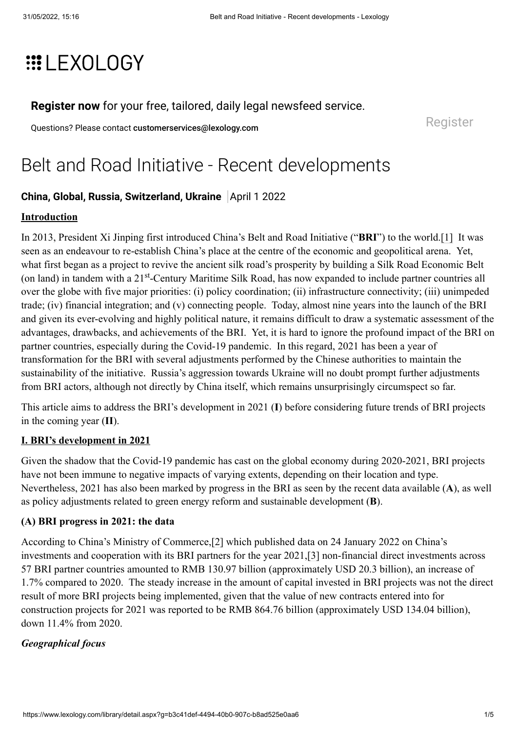# LEXOLOGY

**Register now** for your free, tailored, daily legal newsfeed service.

Questions? Please contact **customerservices@lexology.com**

Register

# Belt and Road Initiative - Recent developments

**China, Global, Russia, Switzerland, Ukraine** | April 1 2022

## Introduction

In 2013, President Xi Jinping first introduced China's Belt and Road Initiative ("**BRI**") to the world.[1] It was seen as an endeavour to re-establish China's place at the centre of the economic and geopolitical arena. Yet, what first began as a project to revive the ancient silk road's prosperity by building a Silk Road Economic Belt (on land) in tandem with a 21st-Century Maritime Silk Road, has now expanded to include partner countries all over the globe with five major priorities: (i) policy coordination; (ii) infrastructure connectivity; (iii) unimpeded trade; (iv) financial integration; and (v) connecting people. Today, almost nine years into the launch of the BRI and given its ever-evolving and highly political nature, it remains difficult to draw a systematic assessment of the advantages, drawbacks, and achievements of the BRI. Yet, it is hard to ignore the profound impact of the BRI on partner countries, especially during the Covid-19 pandemic. In this regard, 2021 has been a year of transformation for the BRI with several adjustments performed by the Chinese authorities to maintain the sustainability of the initiative. Russia's aggression towards Ukraine will no doubt prompt further adjustments from BRI actors, although not directly by China itself, which remains unsurprisingly circumspect so far.

This article aims to address the BRI's development in 2021 (**I**) before considering future trends of BRI projects in the coming year (**II**).

## I. BRI's development in 2021

Given the shadow that the Covid-19 pandemic has cast on the global economy during 2020-2021, BRI projects have not been immune to negative impacts of varying extents, depending on their location and type. Nevertheless, 2021 has also been marked by progress in the BRI as seen by the recent data available (**A**), as well as policy adjustments related to green energy reform and sustainable development (**B**).

### (A) BRI progress in 2021: the data

According to China's Ministry of Commerce,[2] which published data on 24 January 2022 on China's investments and cooperation with its BRI partners for the year 2021,[3] non-financial direct investments across 57 BRI partner countries amounted to RMB 130.97 billion (approximately USD 20.3 billion), an increase of 1.7% compared to 2020. The steady increase in the amount of capital invested in BRI projects was not the direct result of more BRI projects being implemented, given that the value of new contracts entered into for construction projects for 2021 was reported to be RMB 864.76 billion (approximately USD 134.04 billion), down 11.4% from 2020.

#### *Geographical focus*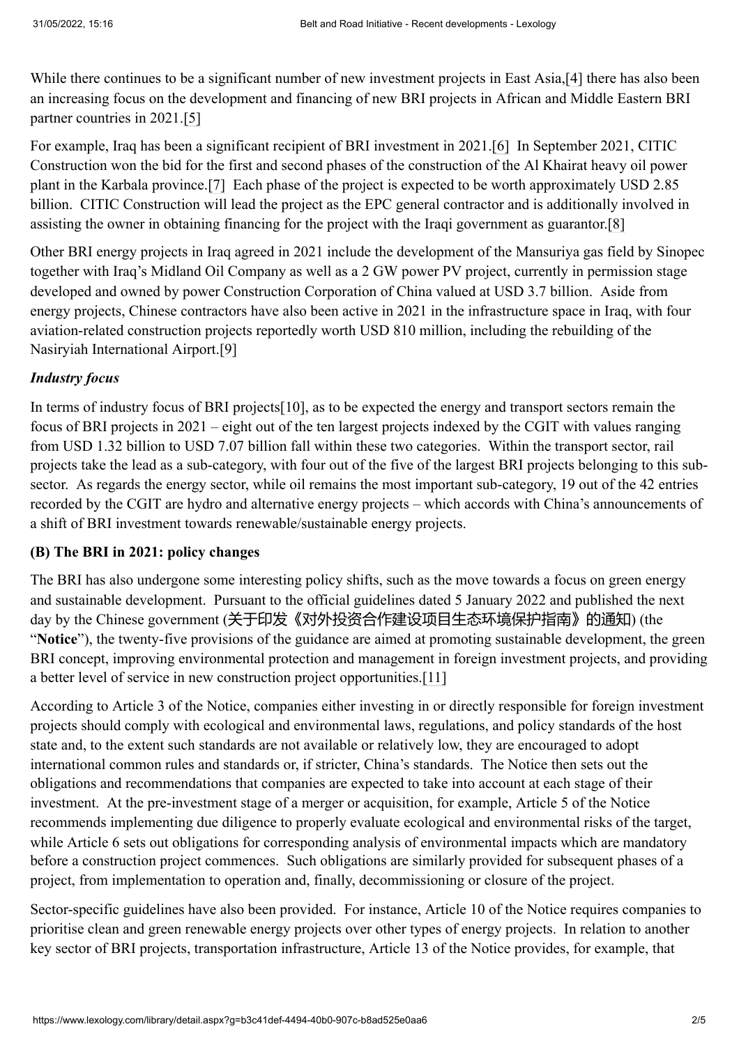While there continues to be a significant number of new investment projects in East Asia,[4] there has also been an increasing focus on the development and financing of new BRI projects in African and Middle Eastern BRI partner countries in 2021.[5]

For example, Iraq has been a significant recipient of BRI investment in 2021.[6] In September 2021, CITIC Construction won the bid for the first and second phases of the construction of the Al Khairat heavy oil power plant in the Karbala province.[7] Each phase of the project is expected to be worth approximately USD 2.85 billion. CITIC Construction will lead the project as the EPC general contractor and is additionally involved in assisting the owner in obtaining financing for the project with the Iraqi government as guarantor.[8]

Other BRI energy projects in Iraq agreed in 2021 include the development of the Mansuriya gas field by Sinopec together with Iraq's Midland Oil Company as well as a 2 GW power PV project, currently in permission stage developed and owned by power Construction Corporation of China valued at USD 3.7 billion. Aside from energy projects, Chinese contractors have also been active in 2021 in the infrastructure space in Iraq, with four aviation-related construction projects reportedly worth USD 810 million, including the rebuilding of the Nasiryiah International Airport.[9]

***Industry focus***

In terms of industry focus of BRI projects[10], as to be expected the energy and transport sectors remain the focus of BRI projects in 2021 – eight out of the ten largest projects indexed by the CGIT with values ranging from USD 1.32 billion to USD 7.07 billion fall within these two categories. Within the transport sector, rail projects take the lead as a sub-category, with four out of the five of the largest BRI projects belonging to this sub-sector. As regards the energy sector, while oil remains the most important sub-category, 19 out of the 42 entries recorded by the CGIT are hydro and alternative energy projects – which accords with China's announcements of a shift of BRI investment towards renewable/sustainable energy projects.

**(B) The BRI in 2021: policy changes**

The BRI has also undergone some interesting policy shifts, such as the move towards a focus on green energy and sustainable development. Pursuant to the official guidelines dated 5 January 2022 and published the next day by the Chinese government (关于印发《对外投资合作建设项目生态环境保护指南》的通知) (the "**Notice**"), the twenty-five provisions of the guidance are aimed at promoting sustainable development, the green BRI concept, improving environmental protection and management in foreign investment projects, and providing a better level of service in new construction project opportunities.[11]

According to Article 3 of the Notice, companies either investing in or directly responsible for foreign investment projects should comply with ecological and environmental laws, regulations, and policy standards of the host state and, to the extent such standards are not available or relatively low, they are encouraged to adopt international common rules and standards or, if stricter, China's standards. The Notice then sets out the obligations and recommendations that companies are expected to take into account at each stage of their investment. At the pre-investment stage of a merger or acquisition, for example, Article 5 of the Notice recommends implementing due diligence to properly evaluate ecological and environmental risks of the target, while Article 6 sets out obligations for corresponding analysis of environmental impacts which are mandatory before a construction project commences. Such obligations are similarly provided for subsequent phases of a project, from implementation to operation and, finally, decommissioning or closure of the project.

Sector-specific guidelines have also been provided. For instance, Article 10 of the Notice requires companies to prioritise clean and green renewable energy projects over other types of energy projects. In relation to another key sector of BRI projects, transportation infrastructure, Article 13 of the Notice provides, for example, that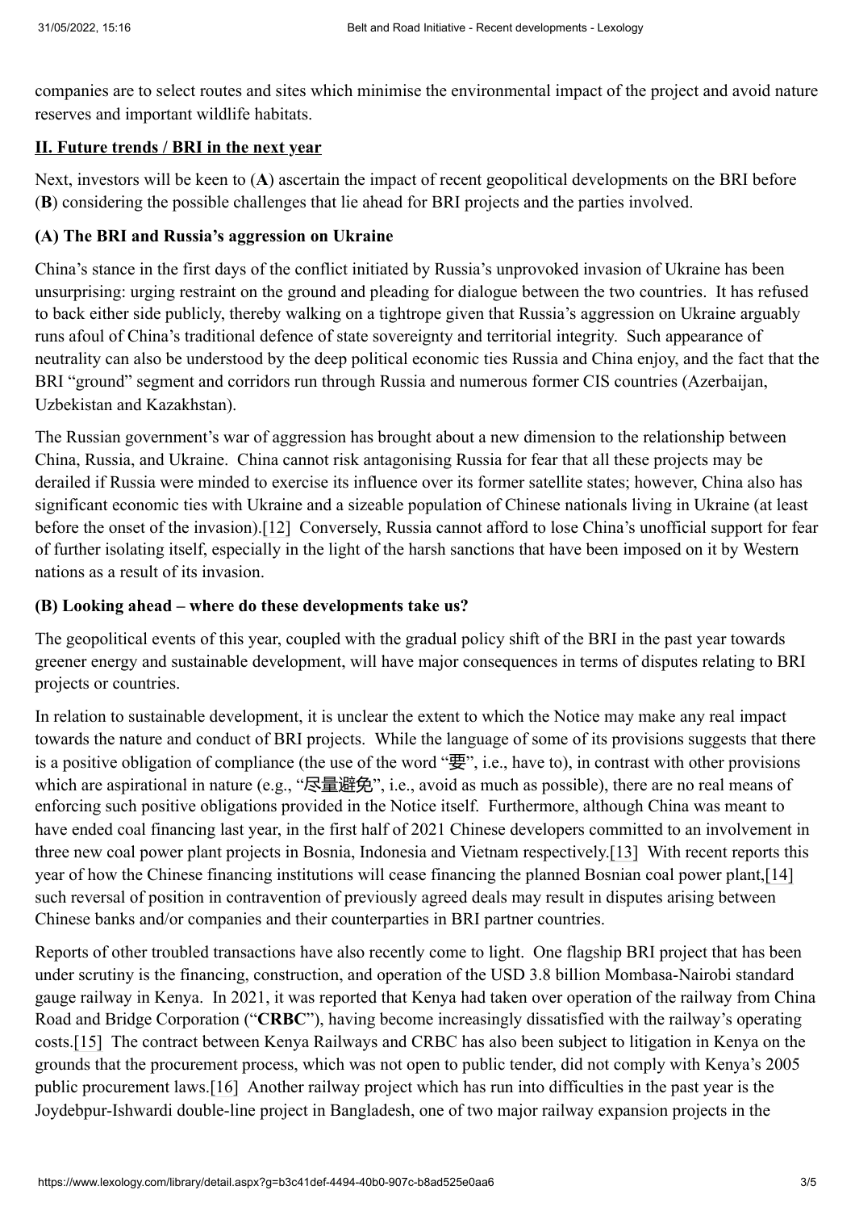companies are to select routes and sites which minimise the environmental impact of the project and avoid nature reserves and important wildlife habitats.

## II. Future trends / BRI in the next year

Next, investors will be keen to (**A**) ascertain the impact of recent geopolitical developments on the BRI before (**B**) considering the possible challenges that lie ahead for BRI projects and the parties involved.

### (A) The BRI and Russia's aggression on Ukraine

China's stance in the first days of the conflict initiated by Russia's unprovoked invasion of Ukraine has been unsurprising: urging restraint on the ground and pleading for dialogue between the two countries. It has refused to back either side publicly, thereby walking on a tightrope given that Russia's aggression on Ukraine arguably runs afoul of China's traditional defence of state sovereignty and territorial integrity. Such appearance of neutrality can also be understood by the deep political economic ties Russia and China enjoy, and the fact that the BRI "ground" segment and corridors run through Russia and numerous former CIS countries (Azerbaijan, Uzbekistan and Kazakhstan).

The Russian government's war of aggression has brought about a new dimension to the relationship between China, Russia, and Ukraine. China cannot risk antagonising Russia for fear that all these projects may be derailed if Russia were minded to exercise its influence over its former satellite states; however, China also has significant economic ties with Ukraine and a sizeable population of Chinese nationals living in Ukraine (at least before the onset of the invasion).[12] Conversely, Russia cannot afford to lose China's unofficial support for fear of further isolating itself, especially in the light of the harsh sanctions that have been imposed on it by Western nations as a result of its invasion.

### (B) Looking ahead – where do these developments take us?

The geopolitical events of this year, coupled with the gradual policy shift of the BRI in the past year towards greener energy and sustainable development, will have major consequences in terms of disputes relating to BRI projects or countries.

In relation to sustainable development, it is unclear the extent to which the Notice may make any real impact towards the nature and conduct of BRI projects. While the language of some of its provisions suggests that there is a positive obligation of compliance (the use of the word "要", i.e., have to), in contrast with other provisions which are aspirational in nature (e.g., "尽量避免", i.e., avoid as much as possible), there are no real means of enforcing such positive obligations provided in the Notice itself. Furthermore, although China was meant to have ended coal financing last year, in the first half of 2021 Chinese developers committed to an involvement in three new coal power plant projects in Bosnia, Indonesia and Vietnam respectively.[13] With recent reports this year of how the Chinese financing institutions will cease financing the planned Bosnian coal power plant,[14] such reversal of position in contravention of previously agreed deals may result in disputes arising between Chinese banks and/or companies and their counterparties in BRI partner countries.

Reports of other troubled transactions have also recently come to light. One flagship BRI project that has been under scrutiny is the financing, construction, and operation of the USD 3.8 billion Mombasa-Nairobi standard gauge railway in Kenya. In 2021, it was reported that Kenya had taken over operation of the railway from China Road and Bridge Corporation ("**CRBC**"), having become increasingly dissatisfied with the railway's operating costs.[15] The contract between Kenya Railways and CRBC has also been subject to litigation in Kenya on the grounds that the procurement process, which was not open to public tender, did not comply with Kenya's 2005 public procurement laws.[16] Another railway project which has run into difficulties in the past year is the Joydebpur-Ishwardi double-line project in Bangladesh, one of two major railway expansion projects in the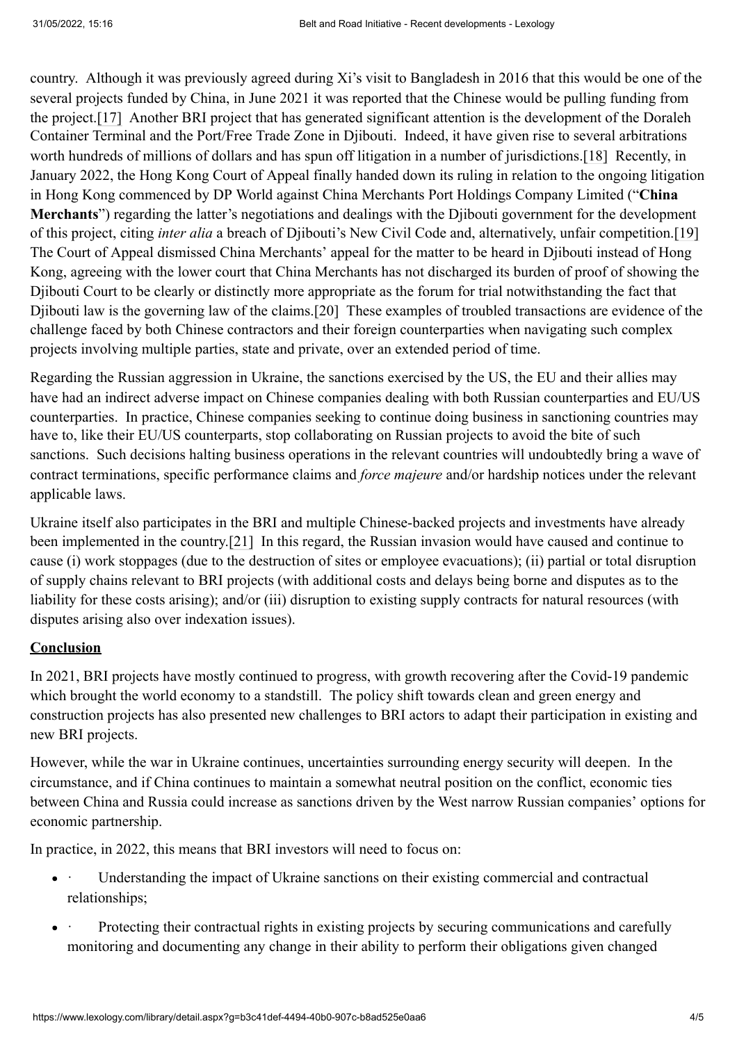country. Although it was previously agreed during Xi's visit to Bangladesh in 2016 that this would be one of the several projects funded by China, in June 2021 it was reported that the Chinese would be pulling funding from the project.[17] Another BRI project that has generated significant attention is the development of the Doraleh Container Terminal and the Port/Free Trade Zone in Djibouti. Indeed, it have given rise to several arbitrations worth hundreds of millions of dollars and has spun off litigation in a number of jurisdictions.[18] Recently, in January 2022, the Hong Kong Court of Appeal finally handed down its ruling in relation to the ongoing litigation in Hong Kong commenced by DP World against China Merchants Port Holdings Company Limited ("**China Merchants**") regarding the latter's negotiations and dealings with the Djibouti government for the development of this project, citing *inter alia* a breach of Djibouti's New Civil Code and, alternatively, unfair competition.[19] The Court of Appeal dismissed China Merchants' appeal for the matter to be heard in Djibouti instead of Hong Kong, agreeing with the lower court that China Merchants has not discharged its burden of proof of showing the Djibouti Court to be clearly or distinctly more appropriate as the forum for trial notwithstanding the fact that Djibouti law is the governing law of the claims.[20] These examples of troubled transactions are evidence of the challenge faced by both Chinese contractors and their foreign counterparties when navigating such complex projects involving multiple parties, state and private, over an extended period of time.

Regarding the Russian aggression in Ukraine, the sanctions exercised by the US, the EU and their allies may have had an indirect adverse impact on Chinese companies dealing with both Russian counterparties and EU/US counterparties. In practice, Chinese companies seeking to continue doing business in sanctioning countries may have to, like their EU/US counterparts, stop collaborating on Russian projects to avoid the bite of such sanctions. Such decisions halting business operations in the relevant countries will undoubtedly bring a wave of contract terminations, specific performance claims and *force majeure* and/or hardship notices under the relevant applicable laws.

Ukraine itself also participates in the BRI and multiple Chinese-backed projects and investments have already been implemented in the country.[21] In this regard, the Russian invasion would have caused and continue to cause (i) work stoppages (due to the destruction of sites or employee evacuations); (ii) partial or total disruption of supply chains relevant to BRI projects (with additional costs and delays being borne and disputes as to the liability for these costs arising); and/or (iii) disruption to existing supply contracts for natural resources (with disputes arising also over indexation issues).

## Conclusion

In 2021, BRI projects have mostly continued to progress, with growth recovering after the Covid-19 pandemic which brought the world economy to a standstill. The policy shift towards clean and green energy and construction projects has also presented new challenges to BRI actors to adapt their participation in existing and new BRI projects.

However, while the war in Ukraine continues, uncertainties surrounding energy security will deepen. In the circumstance, and if China continues to maintain a somewhat neutral position on the conflict, economic ties between China and Russia could increase as sanctions driven by the West narrow Russian companies' options for economic partnership.

In practice, in 2022, this means that BRI investors will need to focus on:

- Understanding the impact of Ukraine sanctions on their existing commercial and contractual relationships;
- Protecting their contractual rights in existing projects by securing communications and carefully monitoring and documenting any change in their ability to perform their obligations given changed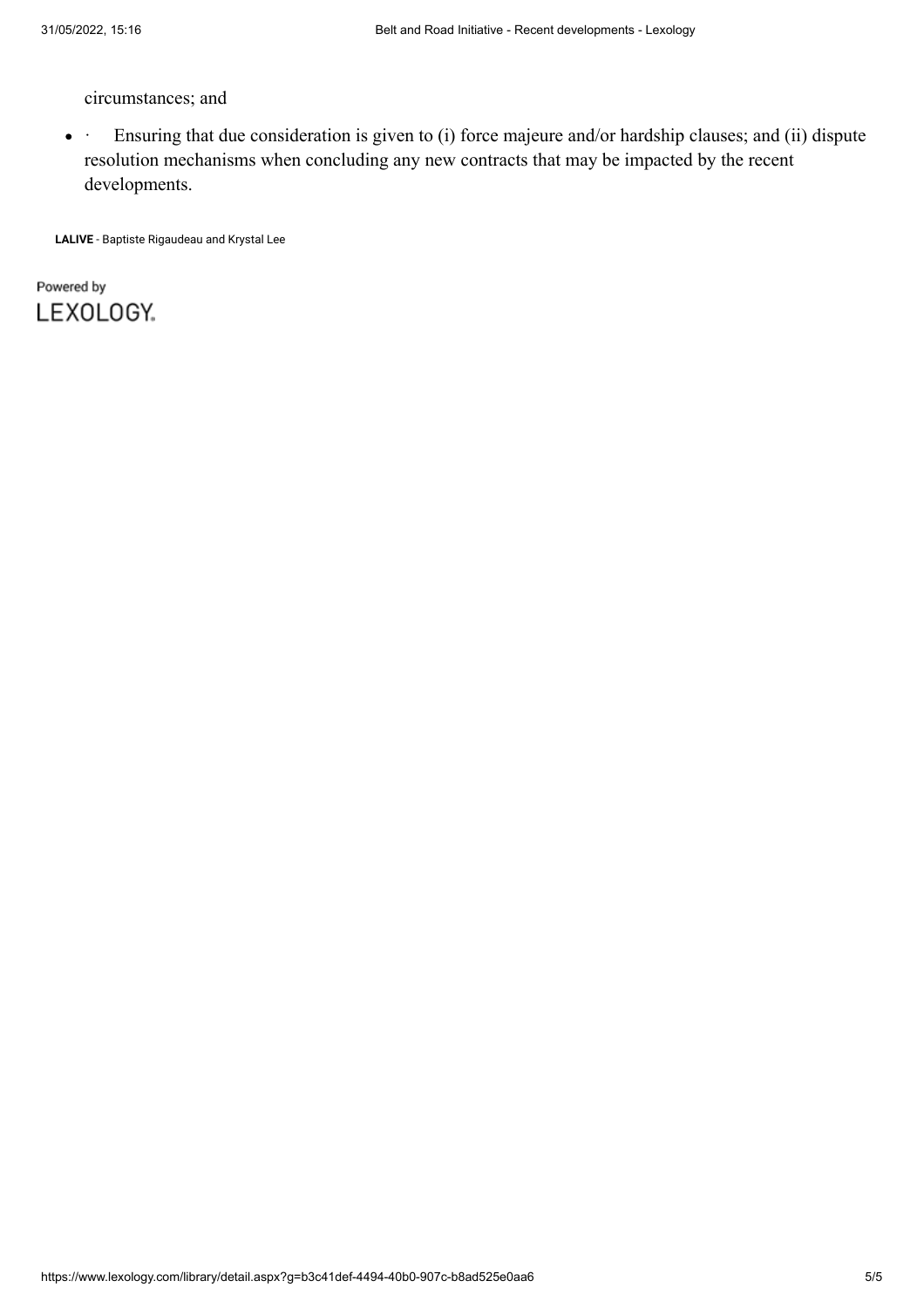circumstances; and

- · Ensuring that due consideration is given to (i) force majeure and/or hardship clauses; and (ii) dispute resolution mechanisms when concluding any new contracts that may be impacted by the recent developments.

**LALIVE** - Baptiste Rigaudeau and Krystal Lee

Powered by
LEXOLOGY.